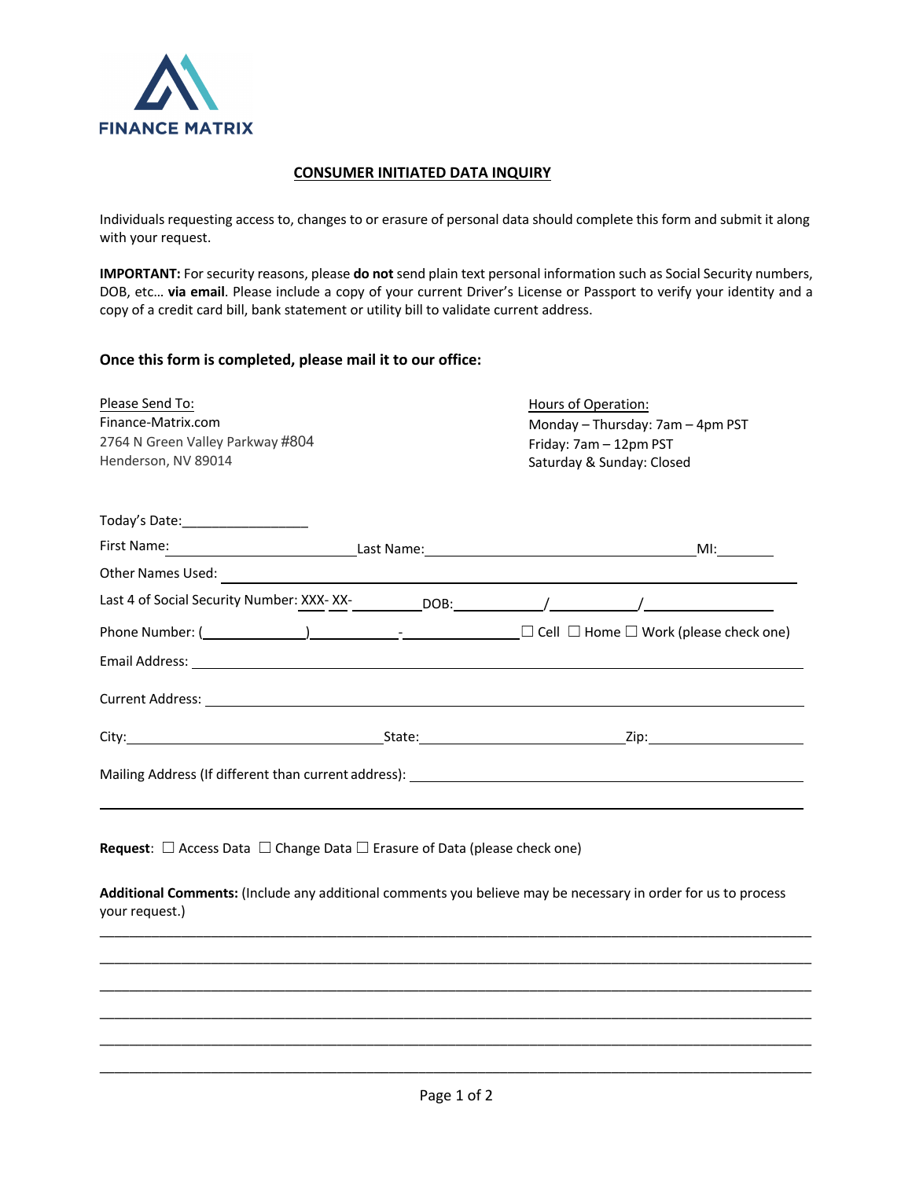FINANCE MATRIX

# CONSUMER INITIATED DATA INQUIRY

Individuals requesting access to, changes to or erasure of personal data should complete this form and submit it along with your request.

**IMPORTANT:** For security reasons, please **do not** send plain text personal information such as Social Security numbers, DOB, etc… **via email**. Please include a copy of your current Driver's License or Passport to verify your identity and a copy of a credit card bill, bank statement or utility bill to validate current address.

**Once this form is completed, please mail it to our office:**

Please Send To:
Finance-Matrix.com
2764 N Green Valley Parkway #804
Henderson, NV 89014

Hours of Operation:
Monday – Thursday: 7am – 4pm PST
Friday: 7am – 12pm PST
Saturday & Sunday: Closed

Today's Date:________________

First Name:______________________ Last Name:_________________________________ MI:_______

Other Names Used: ____________________________________________________________________

Last 4 of Social Security Number: XXX- XX-________ DOB:__________/__________/______________

Phone Number: (____________)__________-_____________ ☐ Cell ☐ Home ☐ Work (please check one)

Email Address: _______________________________________________________________________

Current Address: _____________________________________________________________________

City:_____________________________ State:________________________ Zip:__________________

Mailing Address (If different than current address): _______________________________________

______________________________________________________________________________________

**Request**: ☐ Access Data ☐ Change Data ☐ Erasure of Data (please check one)

**Additional Comments:** (Include any additional comments you believe may be necessary in order for us to process your request.)

______________________________________________________________________________________

______________________________________________________________________________________

______________________________________________________________________________________

______________________________________________________________________________________

______________________________________________________________________________________

______________________________________________________________________________________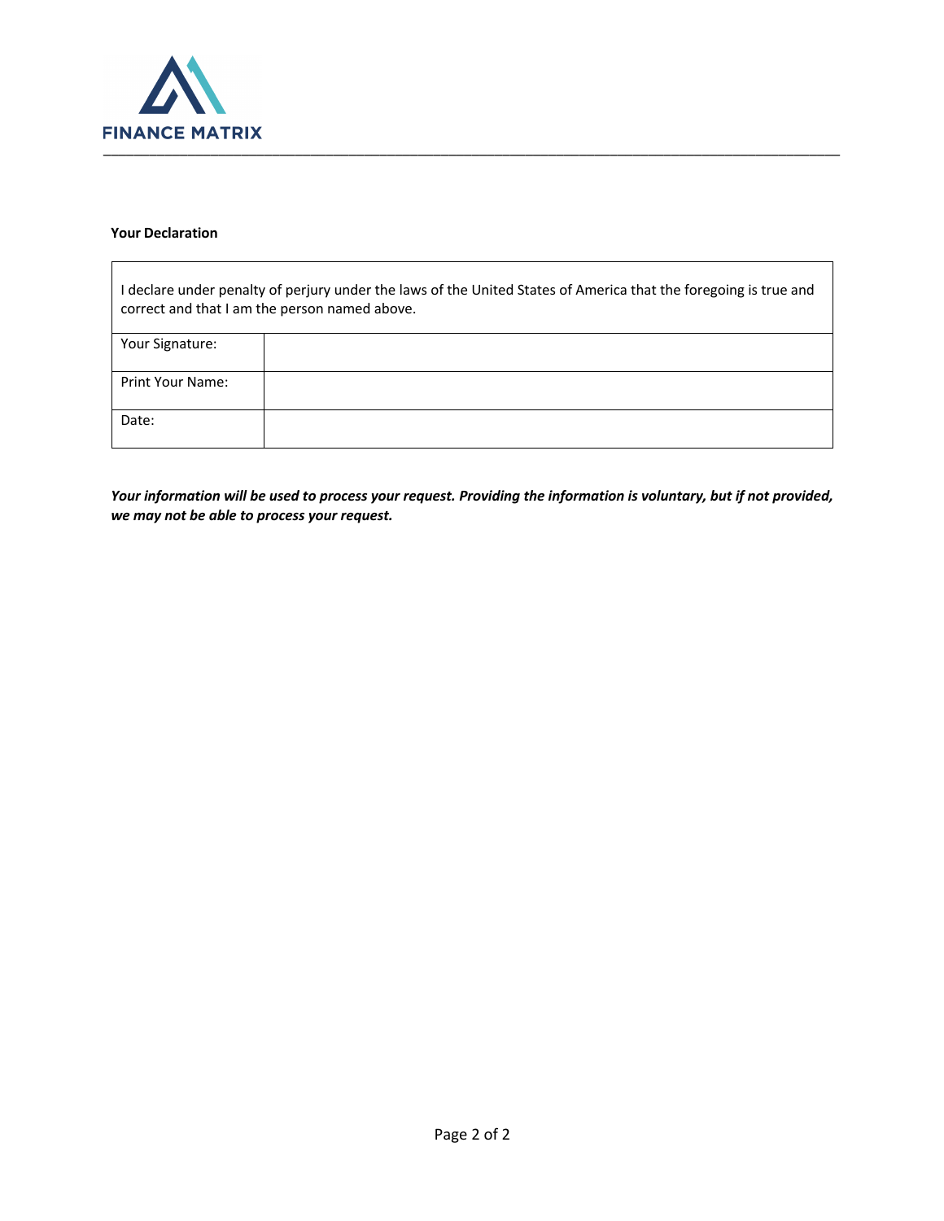FINANCE MATRIX

**Your Declaration**

| I declare under penalty of perjury under the laws of the United States of America that the foregoing is true and correct and that I am the person named above. | |
|---|---|
| Your Signature: | |
| Print Your Name: | |
| Date: | |

***Your information will be used to process your request. Providing the information is voluntary, but if not provided, we may not be able to process your request.***